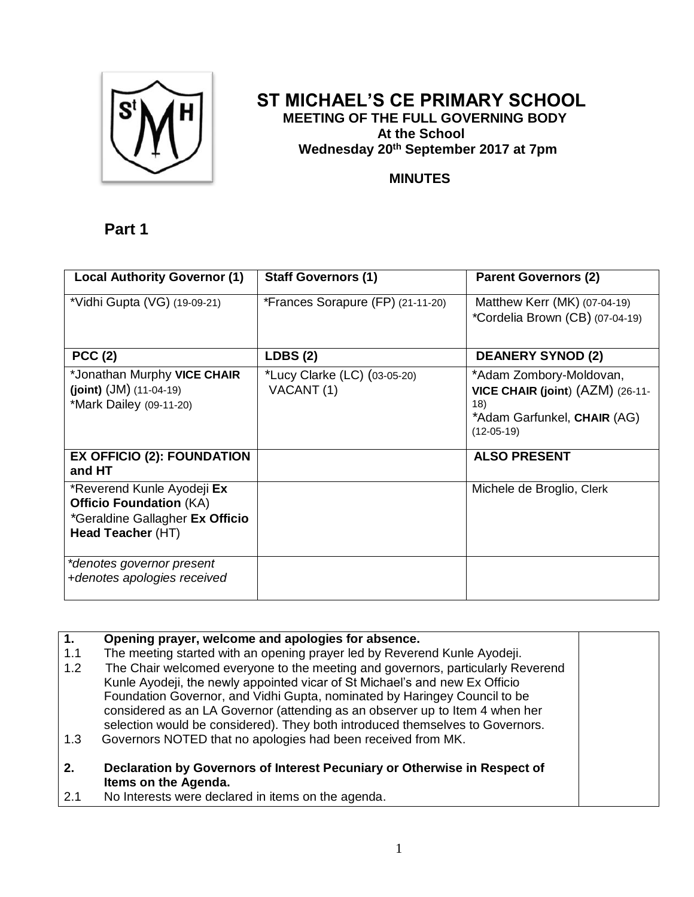# ST MICHAEL'S CE PRIMARY SCHOOL

**MEETING OF THE FULL GOVERNING BODY**
**At the School**
**Wednesday 20th September 2017 at 7pm**

**MINUTES**

## Part 1

| Local Authority Governor (1) | Staff Governors (1) | Parent Governors (2) |
|---|---|---|
| *Vidhi Gupta (VG) (19-09-21) | *Frances Sorapure (FP) (21-11-20) | Matthew Kerr (MK) (07-04-19)<br>*Cordelia Brown (CB) (07-04-19) |
| **PCC (2)** | **LDBS (2)** | **DEANERY SYNOD (2)** |
| *Jonathan Murphy **VICE CHAIR (joint)** (JM) (11-04-19)<br>*Mark Dailey (09-11-20) | *Lucy Clarke (LC) (03-05-20)<br>VACANT (1) | *Adam Zombory-Moldovan, **VICE CHAIR (joint)** (AZM) (26-11-18)<br>*Adam Garfunkel, **CHAIR** (AG) (12-05-19) |
| **EX OFFICIO (2): FOUNDATION and HT** | | **ALSO PRESENT** |
| *Reverend Kunle Ayodeji **Ex Officio Foundation** (KA)<br>*Geraldine Gallagher **Ex Officio Head Teacher** (HT) | | Michele de Broglio, Clerk |
| *\*denotes governor present*<br>*+denotes apologies received* | | |

| | |
|---|---|
| **1. Opening prayer, welcome and apologies for absence.** | |
| 1.1 The meeting started with an opening prayer led by Reverend Kunle Ayodeji. | |
| 1.2 The Chair welcomed everyone to the meeting and governors, particularly Reverend Kunle Ayodeji, the newly appointed vicar of St Michael's and new Ex Officio Foundation Governor, and Vidhi Gupta, nominated by Haringey Council to be considered as an LA Governor (attending as an observer up to Item 4 when her selection would be considered). They both introduced themselves to Governors. | |
| 1.3 Governors NOTED that no apologies had been received from MK. | |
| **2. Declaration by Governors of Interest Pecuniary or Otherwise in Respect of Items on the Agenda.** | |
| 2.1 No Interests were declared in items on the agenda. | |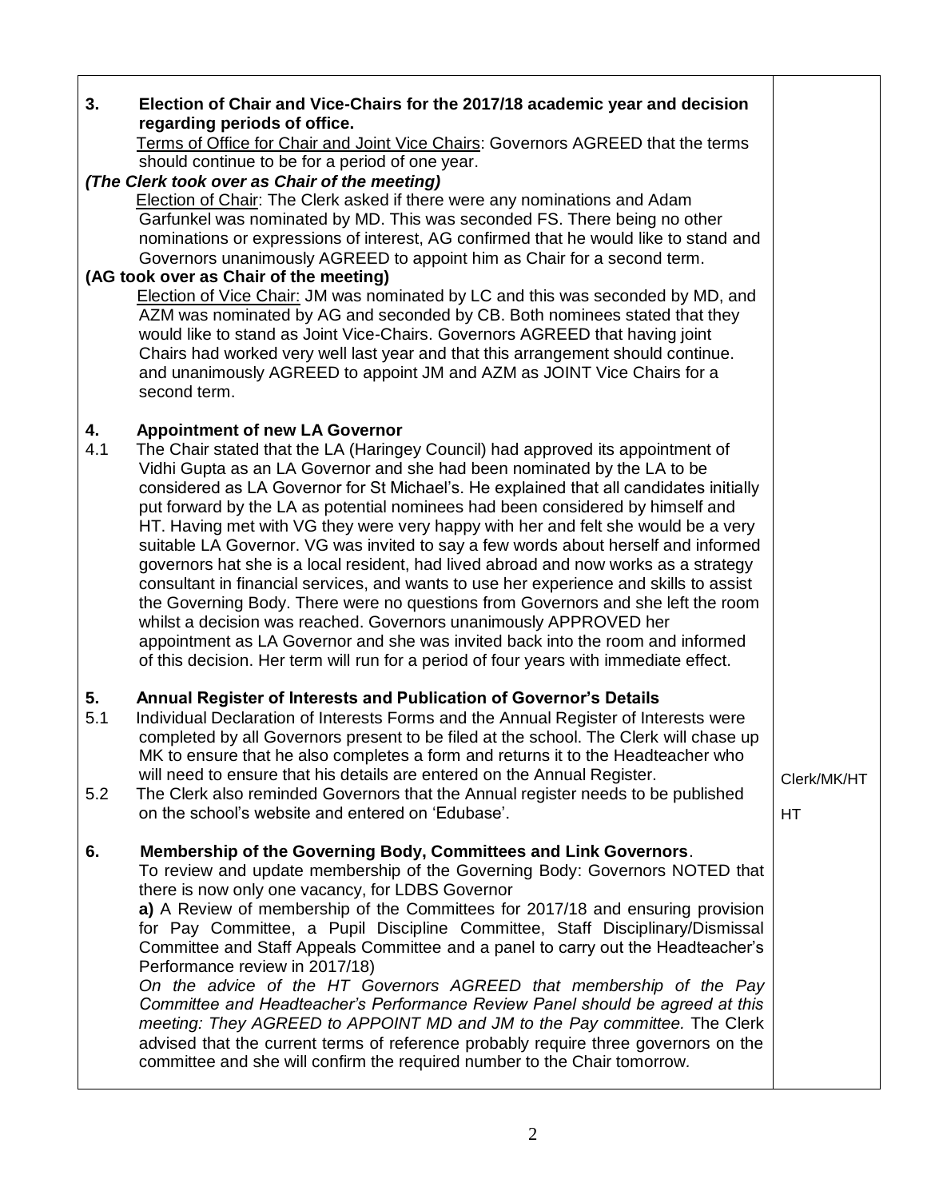**3. Election of Chair and Vice-Chairs for the 2017/18 academic year and decision regarding periods of office.**

Terms of Office for Chair and Joint Vice Chairs: Governors AGREED that the terms should continue to be for a period of one year.

***(The Clerk took over as Chair of the meeting)***

Election of Chair: The Clerk asked if there were any nominations and Adam Garfunkel was nominated by MD. This was seconded FS. There being no other nominations or expressions of interest, AG confirmed that he would like to stand and Governors unanimously AGREED to appoint him as Chair for a second term.

**(AG took over as Chair of the meeting)**

Election of Vice Chair: JM was nominated by LC and this was seconded by MD, and AZM was nominated by AG and seconded by CB. Both nominees stated that they would like to stand as Joint Vice-Chairs. Governors AGREED that having joint Chairs had worked very well last year and that this arrangement should continue. and unanimously AGREED to appoint JM and AZM as JOINT Vice Chairs for a second term.

**4. Appointment of new LA Governor**

4.1 The Chair stated that the LA (Haringey Council) had approved its appointment of Vidhi Gupta as an LA Governor and she had been nominated by the LA to be considered as LA Governor for St Michael's. He explained that all candidates initially put forward by the LA as potential nominees had been considered by himself and HT. Having met with VG they were very happy with her and felt she would be a very suitable LA Governor. VG was invited to say a few words about herself and informed governors hat she is a local resident, had lived abroad and now works as a strategy consultant in financial services, and wants to use her experience and skills to assist the Governing Body. There were no questions from Governors and she left the room whilst a decision was reached. Governors unanimously APPROVED her appointment as LA Governor and she was invited back into the room and informed of this decision. Her term will run for a period of four years with immediate effect.

**5. Annual Register of Interests and Publication of Governor's Details**

5.1 Individual Declaration of Interests Forms and the Annual Register of Interests were completed by all Governors present to be filed at the school. The Clerk will chase up MK to ensure that he also completes a form and returns it to the Headteacher who will need to ensure that his details are entered on the Annual Register. — **Clerk/MK/HT**

5.2 The Clerk also reminded Governors that the Annual register needs to be published on the school's website and entered on 'Edubase'. — **HT**

**6. Membership of the Governing Body, Committees and Link Governors**.

To review and update membership of the Governing Body: Governors NOTED that there is now only one vacancy, for LDBS Governor

**a)** A Review of membership of the Committees for 2017/18 and ensuring provision for Pay Committee, a Pupil Discipline Committee, Staff Disciplinary/Dismissal Committee and Staff Appeals Committee and a panel to carry out the Headteacher's Performance review in 2017/18)

*On the advice of the HT Governors AGREED that membership of the Pay Committee and Headteacher's Performance Review Panel should be agreed at this meeting: They AGREED to APPOINT MD and JM to the Pay committee.* The Clerk advised that the current terms of reference probably require three governors on the committee and she will confirm the required number to the Chair tomorrow.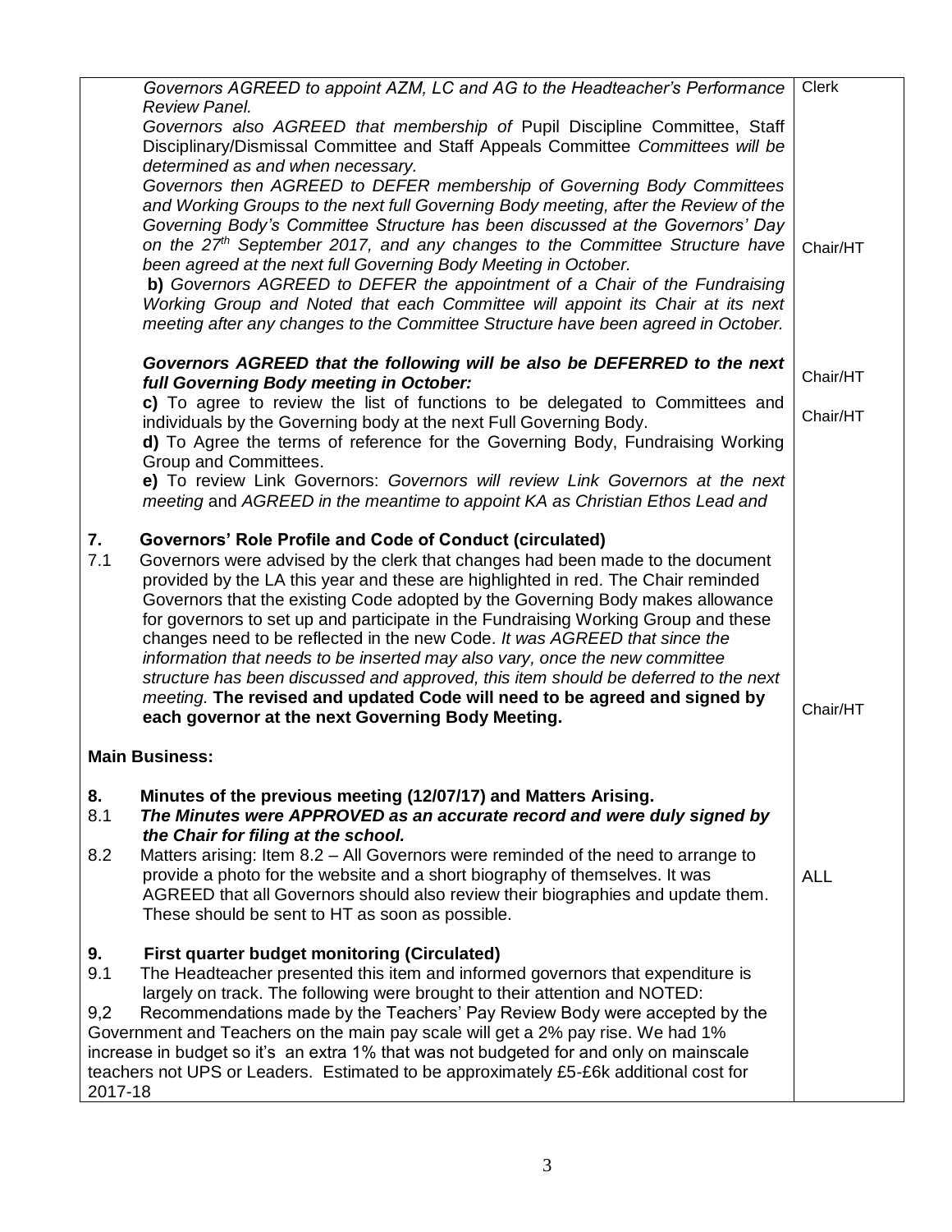| | |
|---|---|
| *Governors AGREED to appoint AZM, LC and AG to the Headteacher's Performance Review Panel.* | Clerk |
| *Governors also AGREED that membership of* Pupil Discipline Committee, Staff Disciplinary/Dismissal Committee and Staff Appeals Committee *Committees will be determined as and when necessary.* | |
| *Governors then AGREED to DEFER membership of Governing Body Committees and Working Groups to the next full Governing Body meeting, after the Review of the Governing Body's Committee Structure has been discussed at the Governors' Day on the 27th September 2017, and any changes to the Committee Structure have been agreed at the next full Governing Body Meeting in October.* | Chair/HT |
| ***b)*** *Governors AGREED to DEFER the appointment of a Chair of the Fundraising Working Group and Noted that each Committee will appoint its Chair at its next meeting after any changes to the Committee Structure have been agreed in October.* | |
| ***Governors AGREED that the following will be also be DEFERRED to the next full Governing Body meeting in October:*** | Chair/HT |
| **c)** To agree to review the list of functions to be delegated to Committees and individuals by the Governing body at the next Full Governing Body. | Chair/HT |
| **d)** To Agree the terms of reference for the Governing Body, Fundraising Working Group and Committees. | |
| **e)** To review Link Governors: *Governors will review Link Governors at the next meeting* and *AGREED in the meantime to appoint KA as Christian Ethos Lead and* | |
| **7. Governors' Role Profile and Code of Conduct (circulated)** | |
| 7.1 Governors were advised by the clerk that changes had been made to the document provided by the LA this year and these are highlighted in red. The Chair reminded Governors that the existing Code adopted by the Governing Body makes allowance for governors to set up and participate in the Fundraising Working Group and these changes need to be reflected in the new Code. *It was AGREED that since the information that needs to be inserted may also vary, once the new committee structure has been discussed and approved, this item should be deferred to the next meeting.* **The revised and updated Code will need to be agreed and signed by each governor at the next Governing Body Meeting.** | Chair/HT |
| **Main Business:** | |
| **8. Minutes of the previous meeting (12/07/17) and Matters Arising.** | |
| 8.1 ***The Minutes were APPROVED as an accurate record and were duly signed by the Chair for filing at the school.*** | |
| 8.2 Matters arising: Item 8.2 – All Governors were reminded of the need to arrange to provide a photo for the website and a short biography of themselves. It was AGREED that all Governors should also review their biographies and update them. These should be sent to HT as soon as possible. | ALL |
| **9. First quarter budget monitoring (Circulated)** | |
| 9.1 The Headteacher presented this item and informed governors that expenditure is largely on track. The following were brought to their attention and NOTED: | |
| 9,2 Recommendations made by the Teachers' Pay Review Body were accepted by the Government and Teachers on the main pay scale will get a 2% pay rise. We had 1% increase in budget so it's an extra 1% that was not budgeted for and only on mainscale teachers not UPS or Leaders. Estimated to be approximately £5-£6k additional cost for 2017-18 | |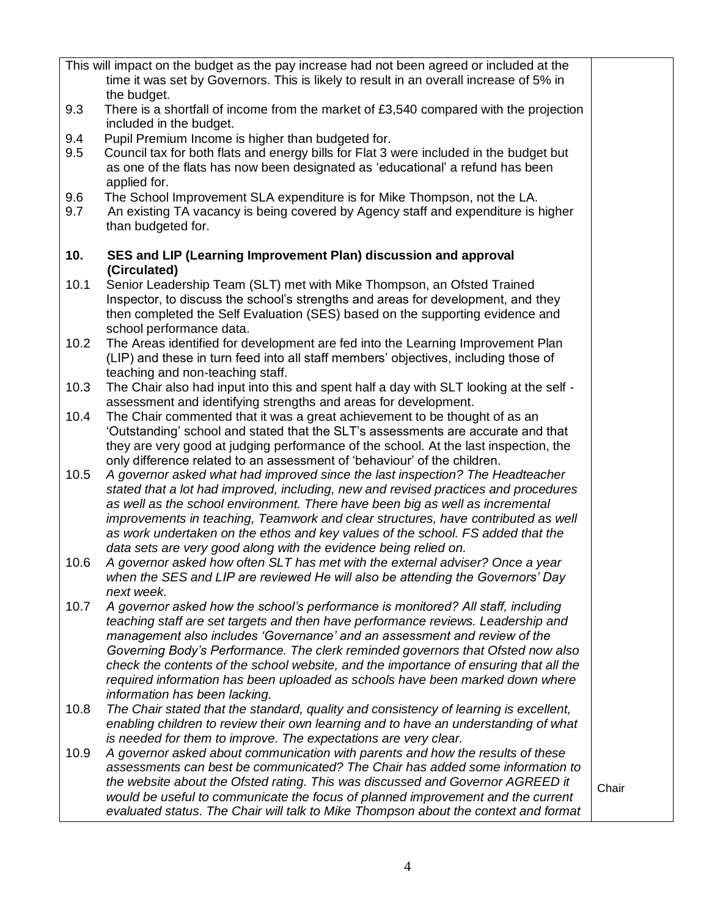This will impact on the budget as the pay increase had not been agreed or included at the time it was set by Governors. This is likely to result in an overall increase of 5% in the budget.

9.3 There is a shortfall of income from the market of £3,540 compared with the projection included in the budget.

9.4 Pupil Premium Income is higher than budgeted for.

9.5 Council tax for both flats and energy bills for Flat 3 were included in the budget but as one of the flats has now been designated as 'educational' a refund has been applied for.

9.6 The School Improvement SLA expenditure is for Mike Thompson, not the LA.

9.7 An existing TA vacancy is being covered by Agency staff and expenditure is higher than budgeted for.

**10. SES and LIP (Learning Improvement Plan) discussion and approval (Circulated)**

10.1 Senior Leadership Team (SLT) met with Mike Thompson, an Ofsted Trained Inspector, to discuss the school's strengths and areas for development, and they then completed the Self Evaluation (SES) based on the supporting evidence and school performance data.

10.2 The Areas identified for development are fed into the Learning Improvement Plan (LIP) and these in turn feed into all staff members' objectives, including those of teaching and non-teaching staff.

10.3 The Chair also had input into this and spent half a day with SLT looking at the self - assessment and identifying strengths and areas for development.

10.4 The Chair commented that it was a great achievement to be thought of as an 'Outstanding' school and stated that the SLT's assessments are accurate and that they are very good at judging performance of the school. At the last inspection, the only difference related to an assessment of 'behaviour' of the children.

10.5 *A governor asked what had improved since the last inspection? The Headteacher stated that a lot had improved, including, new and revised practices and procedures as well as the school environment. There have been big as well as incremental improvements in teaching, Teamwork and clear structures, have contributed as well as work undertaken on the ethos and key values of the school. FS added that the data sets are very good along with the evidence being relied on.*

10.6 *A governor asked how often SLT has met with the external adviser? Once a year when the SES and LIP are reviewed He will also be attending the Governors' Day next week.*

10.7 *A governor asked how the school's performance is monitored? All staff, including teaching staff are set targets and then have performance reviews. Leadership and management also includes 'Governance' and an assessment and review of the Governing Body's Performance. The clerk reminded governors that Ofsted now also check the contents of the school website, and the importance of ensuring that all the required information has been uploaded as schools have been marked down where information has been lacking.*

10.8 *The Chair stated that the standard, quality and consistency of learning is excellent, enabling children to review their own learning and to have an understanding of what is needed for them to improve. The expectations are very clear.*

10.9 *A governor asked about communication with parents and how the results of these assessments can best be communicated? The Chair has added some information to the website about the Ofsted rating. This was discussed and Governor AGREED it would be useful to communicate the focus of planned improvement and the current evaluated status. The Chair will talk to Mike Thompson about the context and format*

**Action: Chair**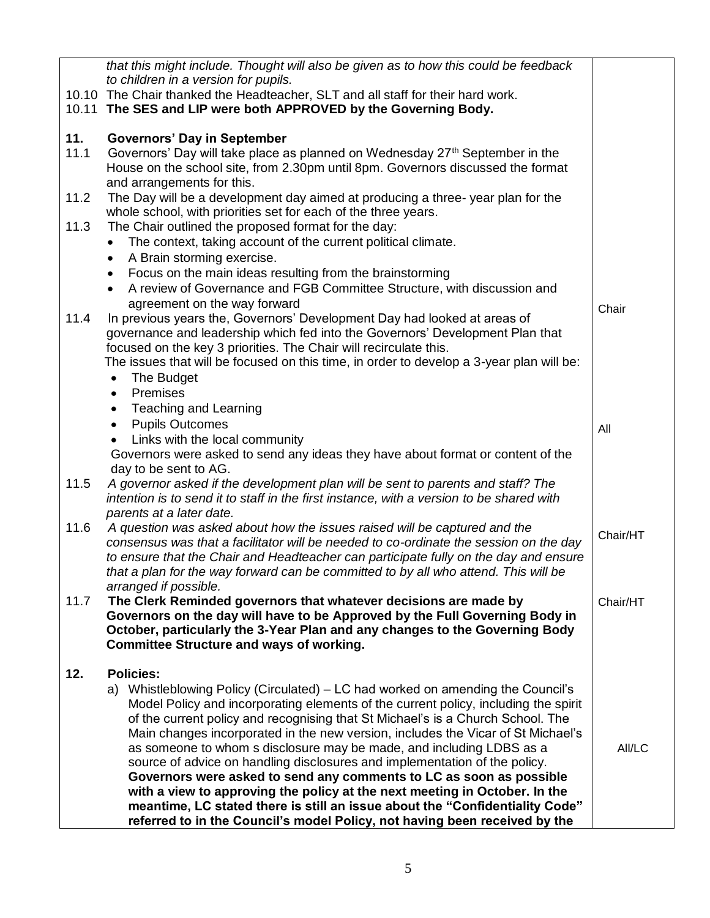| | | |
|---|---|---|
| | *that this might include. Thought will also be given as to how this could be feedback to children in a version for pupils.* | |
| 10.10 | The Chair thanked the Headteacher, SLT and all staff for their hard work. | |
| 10.11 | **The SES and LIP were both APPROVED by the Governing Body.** | |
| **11.** | **Governors' Day in September** | |
| 11.1 | Governors' Day will take place as planned on Wednesday 27th September in the House on the school site, from 2.30pm until 8pm. Governors discussed the format and arrangements for this. | |
| 11.2 | The Day will be a development day aimed at producing a three- year plan for the whole school, with priorities set for each of the three years. | |
| 11.3 | The Chair outlined the proposed format for the day:<br>• The context, taking account of the current political climate.<br>• A Brain storming exercise.<br>• Focus on the main ideas resulting from the brainstorming<br>• A review of Governance and FGB Committee Structure, with discussion and agreement on the way forward | Chair |
| 11.4 | In previous years the, Governors' Development Day had looked at areas of governance and leadership which fed into the Governors' Development Plan that focused on the key 3 priorities. The Chair will recirculate this.<br>The issues that will be focused on this time, in order to develop a 3-year plan will be:<br>• The Budget<br>• Premises<br>• Teaching and Learning<br>• Pupils Outcomes<br>• Links with the local community<br>Governors were asked to send any ideas they have about format or content of the day to be sent to AG. | All |
| 11.5 | *A governor asked if the development plan will be sent to parents and staff? The intention is to send it to staff in the first instance, with a version to be shared with parents at a later date.* | |
| 11.6 | *A question was asked about how the issues raised will be captured and the consensus was that a facilitator will be needed to co-ordinate the session on the day to ensure that the Chair and Headteacher can participate fully on the day and ensure that a plan for the way forward can be committed to by all who attend. This will be arranged if possible.* | Chair/HT |
| 11.7 | **The Clerk Reminded governors that whatever decisions are made by Governors on the day will have to be Approved by the Full Governing Body in October, particularly the 3-Year Plan and any changes to the Governing Body Committee Structure and ways of working.** | Chair/HT |
| **12.** | **Policies:**<br>a) Whistleblowing Policy (Circulated) – LC had worked on amending the Council's Model Policy and incorporating elements of the current policy, including the spirit of the current policy and recognising that St Michael's is a Church School. The Main changes incorporated in the new version, includes the Vicar of St Michael's as someone to whom s disclosure may be made, and including LDBS as a source of advice on handling disclosures and implementation of the policy. **Governors were asked to send any comments to LC as soon as possible with a view to approving the policy at the next meeting in October. In the meantime, LC stated there is still an issue about the "Confidentiality Code" referred to in the Council's model Policy, not having been received by the** | All/LC |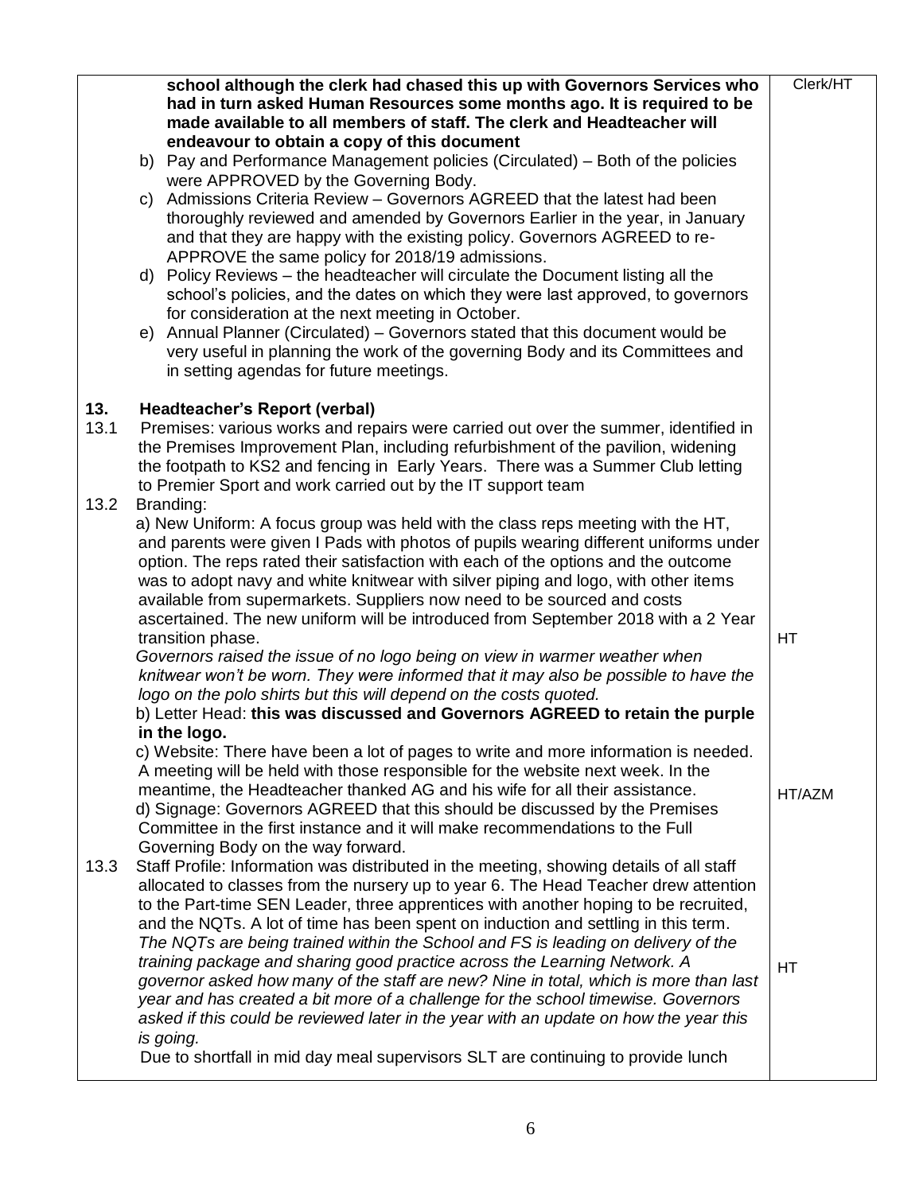| | | |
|---|---|---|
| | **school although the clerk had chased this up with Governors Services who had in turn asked Human Resources some months ago. It is required to be made available to all members of staff. The clerk and Headteacher will endeavour to obtain a copy of this document**<br>b) Pay and Performance Management policies (Circulated) – Both of the policies were APPROVED by the Governing Body.<br>c) Admissions Criteria Review – Governors AGREED that the latest had been thoroughly reviewed and amended by Governors Earlier in the year, in January and that they are happy with the existing policy. Governors AGREED to re-APPROVE the same policy for 2018/19 admissions.<br>d) Policy Reviews – the headteacher will circulate the Document listing all the school's policies, and the dates on which they were last approved, to governors for consideration at the next meeting in October.<br>e) Annual Planner (Circulated) – Governors stated that this document would be very useful in planning the work of the governing Body and its Committees and in setting agendas for future meetings. | Clerk/HT |
| **13.** | **Headteacher's Report (verbal)** | |
| 13.1 | Premises: various works and repairs were carried out over the summer, identified in the Premises Improvement Plan, including refurbishment of the pavilion, widening the footpath to KS2 and fencing in Early Years. There was a Summer Club letting to Premier Sport and work carried out by the IT support team | |
| 13.2 | Branding:<br>a) New Uniform: A focus group was held with the class reps meeting with the HT, and parents were given I Pads with photos of pupils wearing different uniforms under option. The reps rated their satisfaction with each of the options and the outcome was to adopt navy and white knitwear with silver piping and logo, with other items available from supermarkets. Suppliers now need to be sourced and costs ascertained. The new uniform will be introduced from September 2018 with a 2 Year transition phase.<br>*Governors raised the issue of no logo being on view in warmer weather when knitwear won't be worn. They were informed that it may also be possible to have the logo on the polo shirts but this will depend on the costs quoted.*<br>b) Letter Head: **this was discussed and Governors AGREED to retain the purple in the logo.**<br>c) Website: There have been a lot of pages to write and more information is needed. A meeting will be held with those responsible for the website next week. In the meantime, the Headteacher thanked AG and his wife for all their assistance.<br>d) Signage: Governors AGREED that this should be discussed by the Premises Committee in the first instance and it will make recommendations to the Full Governing Body on the way forward. | HT<br><br><br><br>HT/AZM |
| 13.3 | Staff Profile: Information was distributed in the meeting, showing details of all staff allocated to classes from the nursery up to year 6. The Head Teacher drew attention to the Part-time SEN Leader, three apprentices with another hoping to be recruited, and the NQTs. A lot of time has been spent on induction and settling in this term. *The NQTs are being trained within the School and FS is leading on delivery of the training package and sharing good practice across the Learning Network. A governor asked how many of the staff are new? Nine in total, which is more than last year and has created a bit more of a challenge for the school timewise. Governors asked if this could be reviewed later in the year with an update on how the year this is going.*<br>Due to shortfall in mid day meal supervisors SLT are continuing to provide lunch | HT |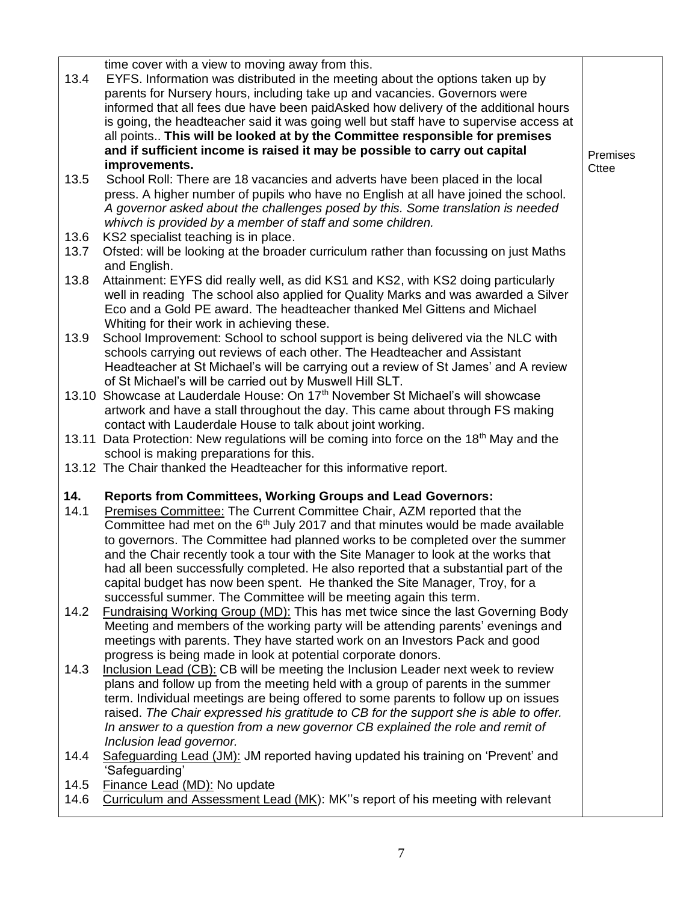| | | |
|---|---|---|
| | time cover with a view to moving away from this. | |
| 13.4 | EYFS. Information was distributed in the meeting about the options taken up by parents for Nursery hours, including take up and vacancies. Governors were informed that all fees due have been paidAsked how delivery of the additional hours is going, the headteacher said it was going well but staff have to supervise access at all points.. **This will be looked at by the Committee responsible for premises and if sufficient income is raised it may be possible to carry out capital improvements.** | Premises Cttee |
| 13.5 | School Roll: There are 18 vacancies and adverts have been placed in the local press. A higher number of pupils who have no English at all have joined the school. *A governor asked about the challenges posed by this. Some translation is needed whivch is provided by a member of staff and some children.* | |
| 13.6 | KS2 specialist teaching is in place. | |
| 13.7 | Ofsted: will be looking at the broader curriculum rather than focussing on just Maths and English. | |
| 13.8 | Attainment: EYFS did really well, as did KS1 and KS2, with KS2 doing particularly well in reading The school also applied for Quality Marks and was awarded a Silver Eco and a Gold PE award. The headteacher thanked Mel Gittens and Michael Whiting for their work in achieving these. | |
| 13.9 | School Improvement: School to school support is being delivered via the NLC with schools carrying out reviews of each other. The Headteacher and Assistant Headteacher at St Michael's will be carrying out a review of St James' and A review of St Michael's will be carried out by Muswell Hill SLT. | |
| 13.10 | Showcase at Lauderdale House: On 17th November St Michael's will showcase artwork and have a stall throughout the day. This came about through FS making contact with Lauderdale House to talk about joint working. | |
| 13.11 | Data Protection: New regulations will be coming into force on the 18th May and the school is making preparations for this. | |
| 13.12 | The Chair thanked the Headteacher for this informative report. | |
| **14.** | **Reports from Committees, Working Groups and Lead Governors:** | |
| 14.1 | <u>Premises Committee:</u> The Current Committee Chair, AZM reported that the Committee had met on the 6th July 2017 and that minutes would be made available to governors. The Committee had planned works to be completed over the summer and the Chair recently took a tour with the Site Manager to look at the works that had all been successfully completed. He also reported that a substantial part of the capital budget has now been spent. He thanked the Site Manager, Troy, for a successful summer. The Committee will be meeting again this term. | |
| 14.2 | <u>Fundraising Working Group (MD):</u> This has met twice since the last Governing Body Meeting and members of the working party will be attending parents' evenings and meetings with parents. They have started work on an Investors Pack and good progress is being made in look at potential corporate donors. | |
| 14.3 | <u>Inclusion Lead (CB):</u> CB will be meeting the Inclusion Leader next week to review plans and follow up from the meeting held with a group of parents in the summer term. Individual meetings are being offered to some parents to follow up on issues raised. *The Chair expressed his gratitude to CB for the support she is able to offer. In answer to a question from a new governor CB explained the role and remit of Inclusion lead governor.* | |
| 14.4 | <u>Safeguarding Lead (JM):</u> JM reported having updated his training on 'Prevent' and 'Safeguarding' | |
| 14.5 | <u>Finance Lead (MD):</u> No update | |
| 14.6 | <u>Curriculum and Assessment Lead (MK)</u>: MK''s report of his meeting with relevant | |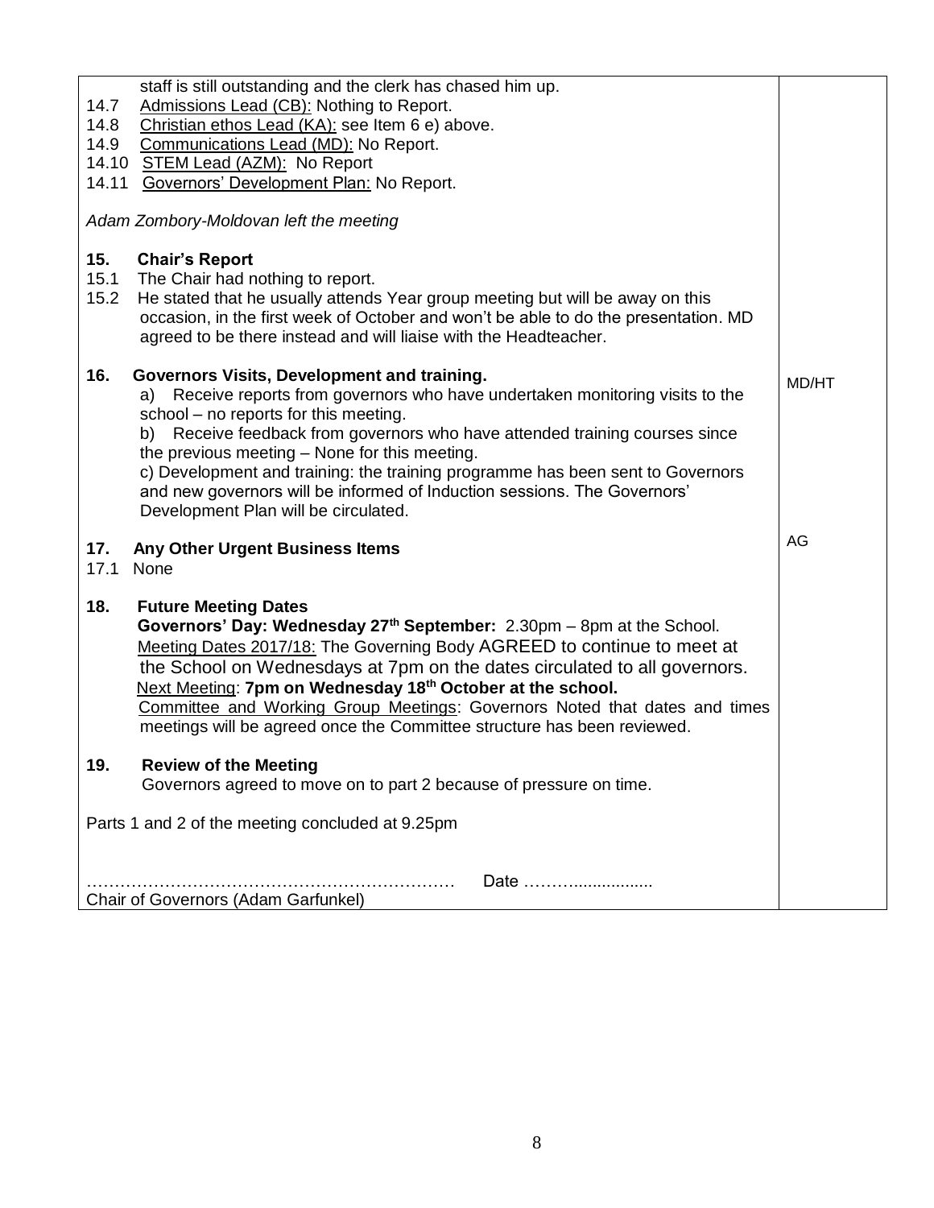| | |
|---|---|
| staff is still outstanding and the clerk has chased him up.<br>14.7 Admissions Lead (CB): Nothing to Report.<br>14.8 Christian ethos Lead (KA): see Item 6 e) above.<br>14.9 Communications Lead (MD): No Report.<br>14.10 STEM Lead (AZM): No Report<br>14.11 Governors' Development Plan: No Report.<br><br>*Adam Zombory-Moldovan left the meeting* | |
| **15. Chair's Report**<br>15.1 The Chair had nothing to report.<br>15.2 He stated that he usually attends Year group meeting but will be away on this occasion, in the first week of October and won't be able to do the presentation. MD agreed to be there instead and will liaise with the Headteacher. | |
| **16. Governors Visits, Development and training.**<br>a) Receive reports from governors who have undertaken monitoring visits to the school – no reports for this meeting.<br>b) Receive feedback from governors who have attended training courses since the previous meeting – None for this meeting.<br>c) Development and training: the training programme has been sent to Governors and new governors will be informed of Induction sessions. The Governors' Development Plan will be circulated. | MD/HT<br><br><br><br><br><br>AG |
| **17. Any Other Urgent Business Items**<br>17.1 None | |
| **18. Future Meeting Dates**<br>**Governors' Day: Wednesday 27th September:** 2.30pm – 8pm at the School.<br>Meeting Dates 2017/18: The Governing Body AGREED to continue to meet at the School on Wednesdays at 7pm on the dates circulated to all governors.<br>Next Meeting: **7pm on Wednesday 18th October at the school.**<br>Committee and Working Group Meetings: Governors Noted that dates and times meetings will be agreed once the Committee structure has been reviewed. | |
| **19. Review of the Meeting**<br>Governors agreed to move on to part 2 because of pressure on time.<br><br>Parts 1 and 2 of the meeting concluded at 9.25pm<br><br>………………………………………………………… Date ……….................<br>Chair of Governors (Adam Garfunkel) | |